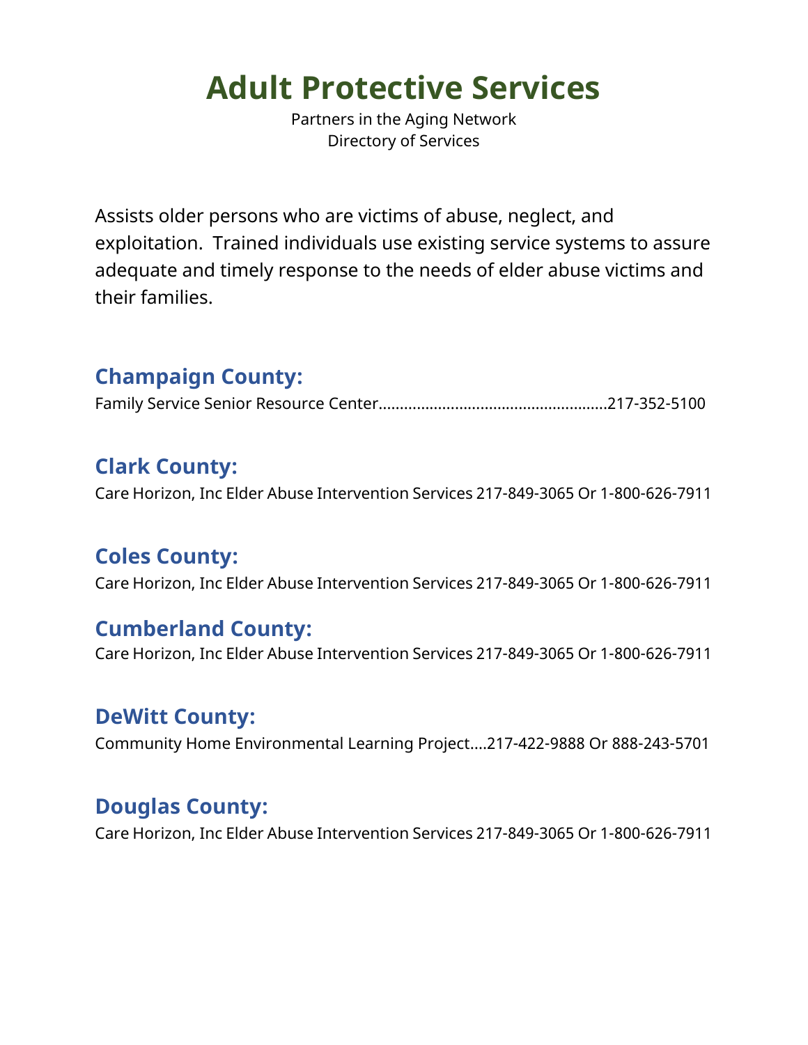# Adult Protective Services

Partners in the Aging Network
Directory of Services

Assists older persons who are victims of abuse, neglect, and exploitation. Trained individuals use existing service systems to assure adequate and timely response to the needs of elder abuse victims and their families.

## Champaign County:

Family Service Senior Resource Center......................................................217-352-5100

## Clark County:

Care Horizon, Inc Elder Abuse Intervention Services 217-849-3065 Or 1-800-626-7911

## Coles County:

Care Horizon, Inc Elder Abuse Intervention Services 217-849-3065 Or 1-800-626-7911

## Cumberland County:

Care Horizon, Inc Elder Abuse Intervention Services 217-849-3065 Or 1-800-626-7911

## DeWitt County:

Community Home Environmental Learning Project....217-422-9888 Or 888-243-5701

## Douglas County:

Care Horizon, Inc Elder Abuse Intervention Services 217-849-3065 Or 1-800-626-7911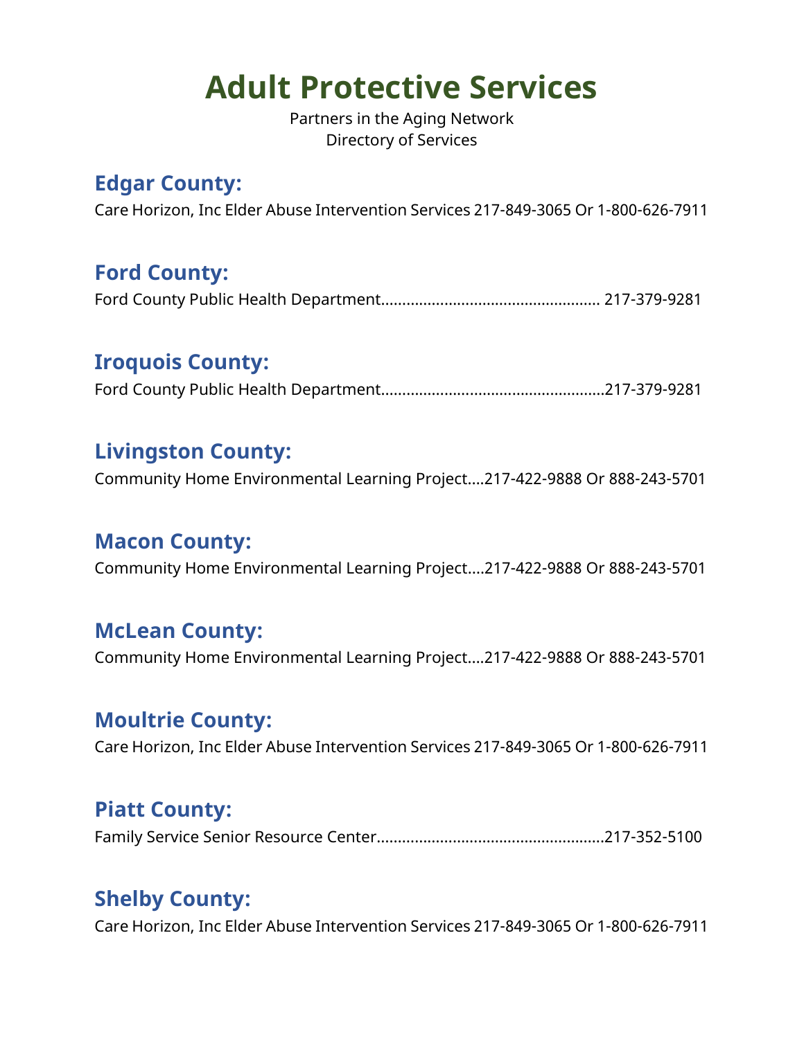# Adult Protective Services

Partners in the Aging Network
Directory of Services

## Edgar County:

Care Horizon, Inc Elder Abuse Intervention Services 217-849-3065 Or 1-800-626-7911

## Ford County:

Ford County Public Health Department................................................... 217-379-9281

## Iroquois County:

Ford County Public Health Department...................................................217-379-9281

## Livingston County:

Community Home Environmental Learning Project....217-422-9888 Or 888-243-5701

## Macon County:

Community Home Environmental Learning Project....217-422-9888 Or 888-243-5701

## McLean County:

Community Home Environmental Learning Project....217-422-9888 Or 888-243-5701

## Moultrie County:

Care Horizon, Inc Elder Abuse Intervention Services 217-849-3065 Or 1-800-626-7911

## Piatt County:

Family Service Senior Resource Center....................................................217-352-5100

## Shelby County:

Care Horizon, Inc Elder Abuse Intervention Services 217-849-3065 Or 1-800-626-7911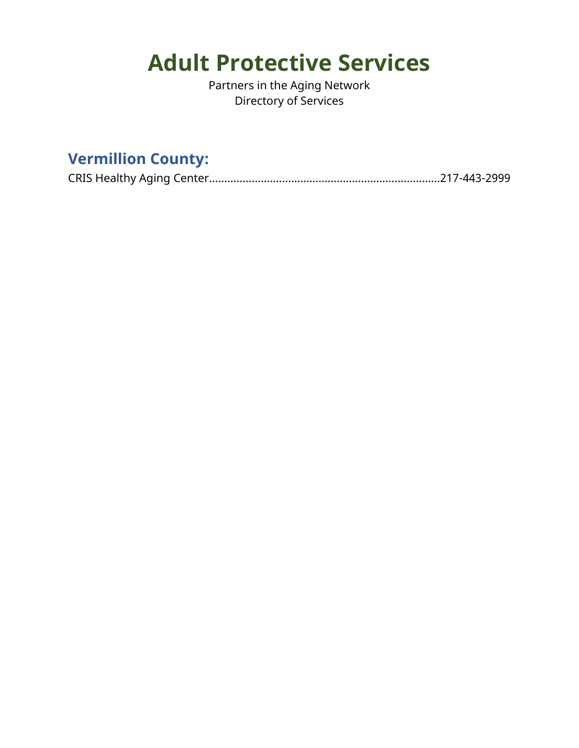# Adult Protective Services

Partners in the Aging Network
Directory of Services

## Vermillion County:

CRIS Healthy Aging Center..........................................................................217-443-2999